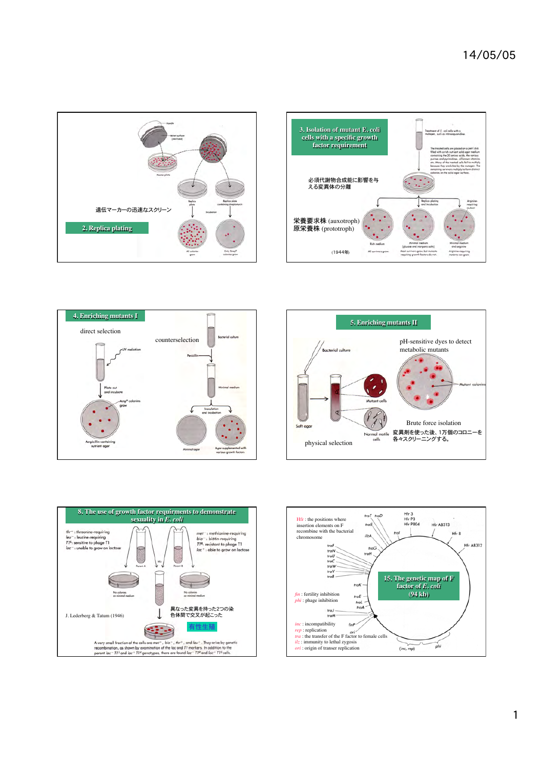14/05/05

## 2. Replica plating

遺伝マーカーの迅速なスクリーン

Handle

Velvet surface (sterilized)

Master plate

Replica plate

Replica plate containing streptomycin

Incubation

All colonies grow

Only Str[R] colonies grow

## 3. Isolation of mutant E. coli cells with a specific growth factor requirement

必須代謝物合成能に影響を与える変異体の分離

栄養要求株 (auxotroph)
原栄養株 (prototroph)

(1944年)

Treatment of E. coli cells with a mutagen, such as nitrosoguanidine.

The treated cells are placed on a petri dish filled with a rich nutrient solid agar medium containing the 20 amino acids, the various purines and pyrimidines, all known vitamins, etc. Many of the treated cells fail to multiply because they are killed by the mutagen. The remaining survivors multiply to form distinct colonies on the solid agar surface.

Replica plating and incubation

Arginine-requiring mutant

Rich medium

All survivors grow

Minimal medium (glucose and inorganic salts)

Most survivors grow, but mutants requiring growth factors do not.

Minimal medium and arginine

Arginine-requiring mutants can grow.

## 4. Enriching mutants I

direct selection

UV radiation

Plate out and incubate

Amp[R] colonies grow

Ampicillin-containing nutrient agar

counterselection

Bacterial culture

Penicillin

Minimal medium

Inoculation and incubation

Minimal agar

Agar supplemented with various growth factors

## 5. Enriching mutants II

Bacterial culture

Soft agar

Mutant cells

Normal motile cells

physical selection

pH-sensitive dyes to detect metabolic mutants

Mutant colonies

Brute force isolation

変異剤を使った後、1万個のコロニーを各々スクリーニングする。

## 8. The use of growth factor requirments to demonstrate sexuality in *E. coli*

$thr^-$ : threonine-requiring
$leu^-$ : leucine-requiring
$T1^S$: sensitive to phage T1
$lac^-$ : unable to grow on lactose

$met^-$ : methionine-requiring
$bio^-$ : biotin-requiring
$T1^R$: resistant to phage T1
$lac^+$ : able to grow on lactose

Parent A

Mix

Parent B

No colonies on minimal medium

No colonies on minimal medium

J. Lederberg & Tatum (1946)

異なった変異を持った2つの染色体間で交叉が起こった

有性生殖

A very small fraction of the cells are $met^+$, $bio^+$, $thr^+$, and $leu^+$. They arise by genetic recombination, as shown by examination of the lac and T1 markers. In addition to the parent $lac^-$ $T1^S$ and $lac^+$ $T1^R$ genotypes, there are found $lac^-$ $T1^R$ and $lac^+$ $T1^S$ cells.

## 15. The genetic map of F factor of *E. coli* (94 kb)

Hfr : the positions where insertion elements on F recombine with the bacterial chromosome

*fin* : fertility inhibition
*phi* : phage inhibition

*inc* : incompatibility
*rep* : replication
*tra* : the transfer of the F factor to female cells
*ilz* : immunity to lethal zygosis
*ori* : origin of transer replication

traT traD traS traI ilzA traG traH traF traN traU traC traW traV traB traK traE traL traA traJ traM finP ori (inc, rep) phi

Hfr 3, Hfr P3, Hfr P804, Hfr AB313, Hfr 8, Hfr AB312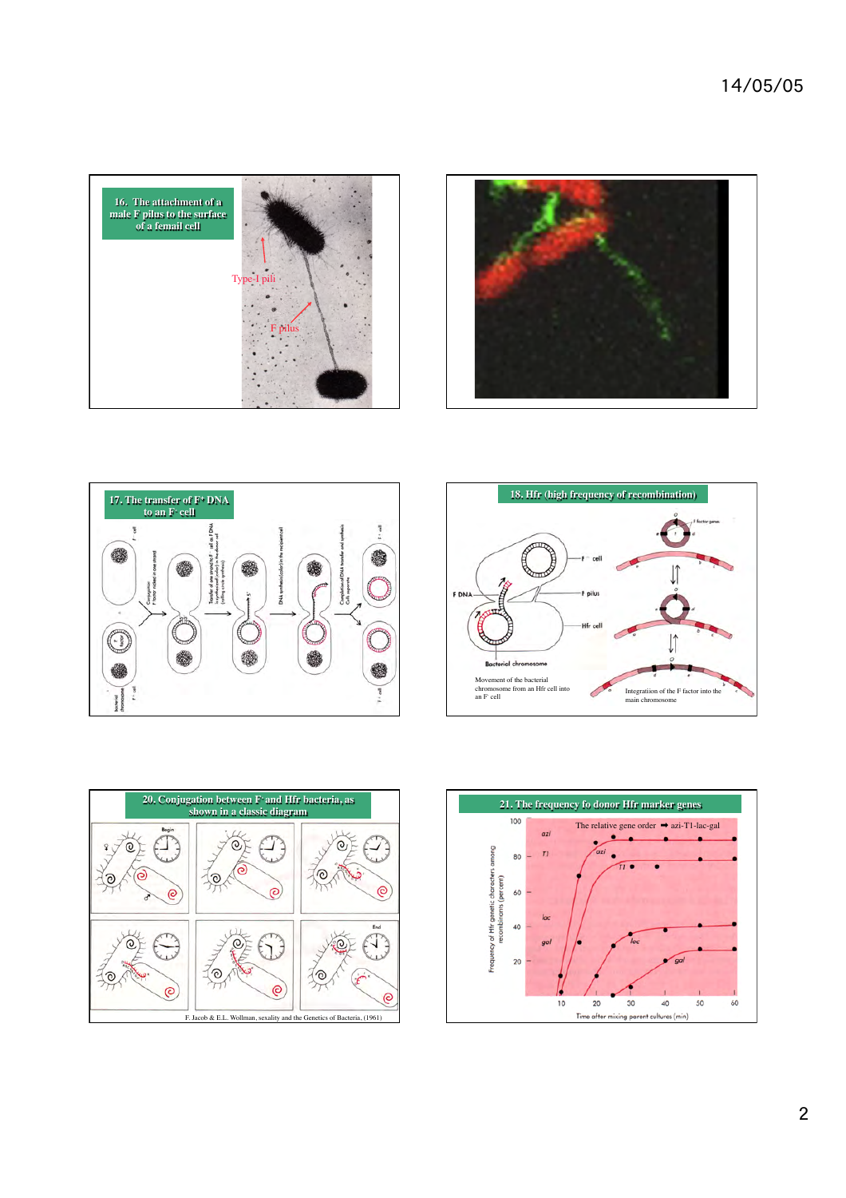## 16. The attachment of a male F pilus to the surface of a femail cell

Type-I pili

F pilus

## 17. The transfer of $F^+$ DNA to an $F^-$ cell

## 18. Hfr (high frequency of recombination)

F⁻ cell

F pilus

F DNA

Hfr cell

Bacterial chromosome

Movement of the bacterial chromosome from an Hfr cell into an F⁻ cell

Integration of the F factor into the main chromosome

## 20. Conjugation between F⁻ and Hfr bacteria, as shown in a classic diagram

F. Jacob & E.L. Wollman, sexuality and the Genetics of Bacteria, (1961)

## 21. The frequency fo donor Hfr marker genes

The relative gene order ➡ azi-T1-lac-gal

Frequency of Hfr genetic characters among recombinants (percent)

Time after mixing parent cultures (min)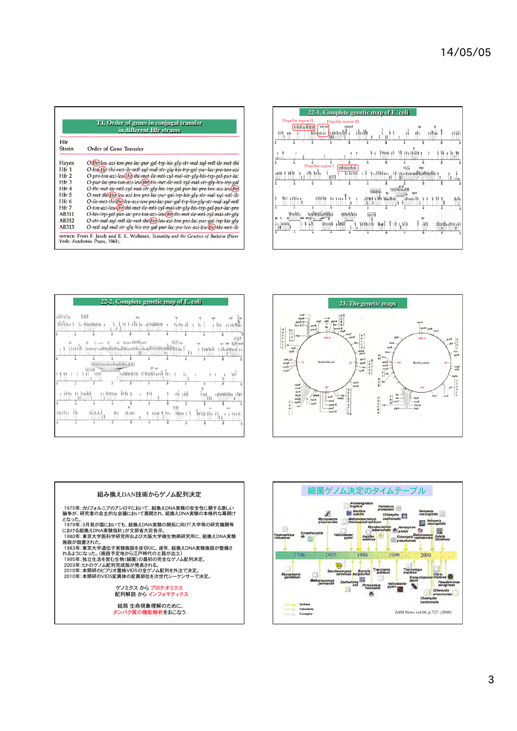## T1. Order of genes in conjugal transfer in different Hfr strains

| Hfr Strain | Order of Gene Transfer |
| --- | --- |
| Hayes | O-thr-leu-azi-ton-pro-lac-pur-gal-trp-his-gly-str-mal-xyl-mtl-ile-met-thi |
| Hfr 1 | O-leu-thr-thi-met-ile-mtl-xyl-mal-str-gly-his-trp-gal-pur-lac-pro-ton-azi |
| Hfr 2 | O-pro-ton-azi-leu-thr-thi-met-ile-mtl-xyl-mal-str-gly-his-trp-gal-pur-lac |
| Hfr 3 | O-pur-lac-pro-ton-azi-leu-thr-thi-met-ile-mtl-xyl-mal-str-gly-his-trp-gal |
| Hfr 4 | O-thi-met-ile-mtl-xyl-mal-str-gly-his-trp-gal-pur-lac-pro-ton-azi-leu-thr |
| Hfr 5 | O-met-thi-thr-leu-azi-ton-pro-lac-pur-gal-trp-his-gly-str-mal-xyl-mtl-ile |
| Hfr 6 | O-ile-met-thi-thr-leu-azi-ton-pro-lac-pur-gal-trp-his-gly-str-mal-xyl-mtl |
| Hfr 7 | O-ton-azi-leu-thr-thi-met-ile-mtl-xyl-mal-str-gly-his-trp-gal-pur-lac-pro |
| AB311 | O-his-trp-gal-pur-lac-pro-ton-azi-leu-thr-thi-met-ile-mtl-xyl-mal-str-gly |
| AB312 | O-str-mal-xyl-mtl-ile-met-thi-thr-leu-azi-ton-pro-lac-pur-gal-trp-his-gly |
| AB313 | O-mtl-xyl-mal-str-gly-his-trp-gal-pur-lac-pro-ton-azi-leu-thr-thi-met-ile |

SOURCE: From F. Jacob and E. L. Wollman, *Sexuality and the Genetics of Bacteria* (New York: Academic Press, 1961).

## 22-1. Complete genetic map of E. coli

Flagellar region II
Flagellar region III
Flagellar region I

## 22-2. Complete genetic map of E. coli

## 23. The genetic maps

Escherichia coli
Bacillus subtilis

## 組み換えDAN技術からゲノム配列決定

1975年：カリフォルニアのアシロマにおいて、組換えDNA実験の安全性に関する激しい論争が、研究者の自主的な会議において展開され、組換えDNA実験の本格的な幕開けとなった。
1979年：3月我が国においても、組換えDNA実験の開拓に向け「大学等の研究機関等における組換えDNA実験指針」が文部省大臣告示。
1980年：東京大学医科学研究所および大阪大学微生物病研究所に、組換えDNA実験施設が設置された。
1983年：東京大学遺伝子実験施設を皮切りに、逐年、組換えDNA実験施設が整備されるようになった。(施設予定地から江戸時代の土器が出土)
1995年：独立生活を営む生物(細菌)の最初の完全なゲノム配列決定。
2003年：ヒトのゲノム配列完成版が発表される。
2010年：本間研のビブリオ菌株VIO5の全ゲノム配列を外注で決定。
2010年：本間研のVIO5変異株の変異部位を次世代シーケンサーで決定。

ゲノミクス から プロテオミクス
配列解読 から インフォマティクス

結局 生命現象理解のために、
タンパク質の機能解析をおこなう

## 細菌ゲノム決定のタイムテーブル

1996 1997 1998 1999 2000

Archaeoglobus fulgidus, Rickettsia prowazekii, Neisseria meningitidis, Bacillus subtilis, Chlamydia trachomatis, Mycoplasma pneumoniae, Methanobacterium thermoautotrophicum, Neisseria meningitidis, Haemophilus influenzae, Synechocystis sp., Helicobacter pylori, Mycobacterium tuberculosis, Aeropyrum pernix, Aquifex aeolicus, Deinococcus radiodurans, Chlamydia pneumoniae, Xylella fastidiosa, Mycoplasma genitalium, Methanococcus jannaschii, Saccharomyces cerevisiae, Borrelia burgdorferi, Escherichia coli, Treponema pallidum, Pyrococcus horikoshii, Thermotoga maritima, Helicobacter pylori, Campylobacter jejuni, Vibrio cholerae, Pseudomonas aeruginosa, Chlamydia pneumoniae, Chlamydia trachomatis

Archaea
Eubacteria
Eucarya

ASM News vol.66, p.727- (2000)